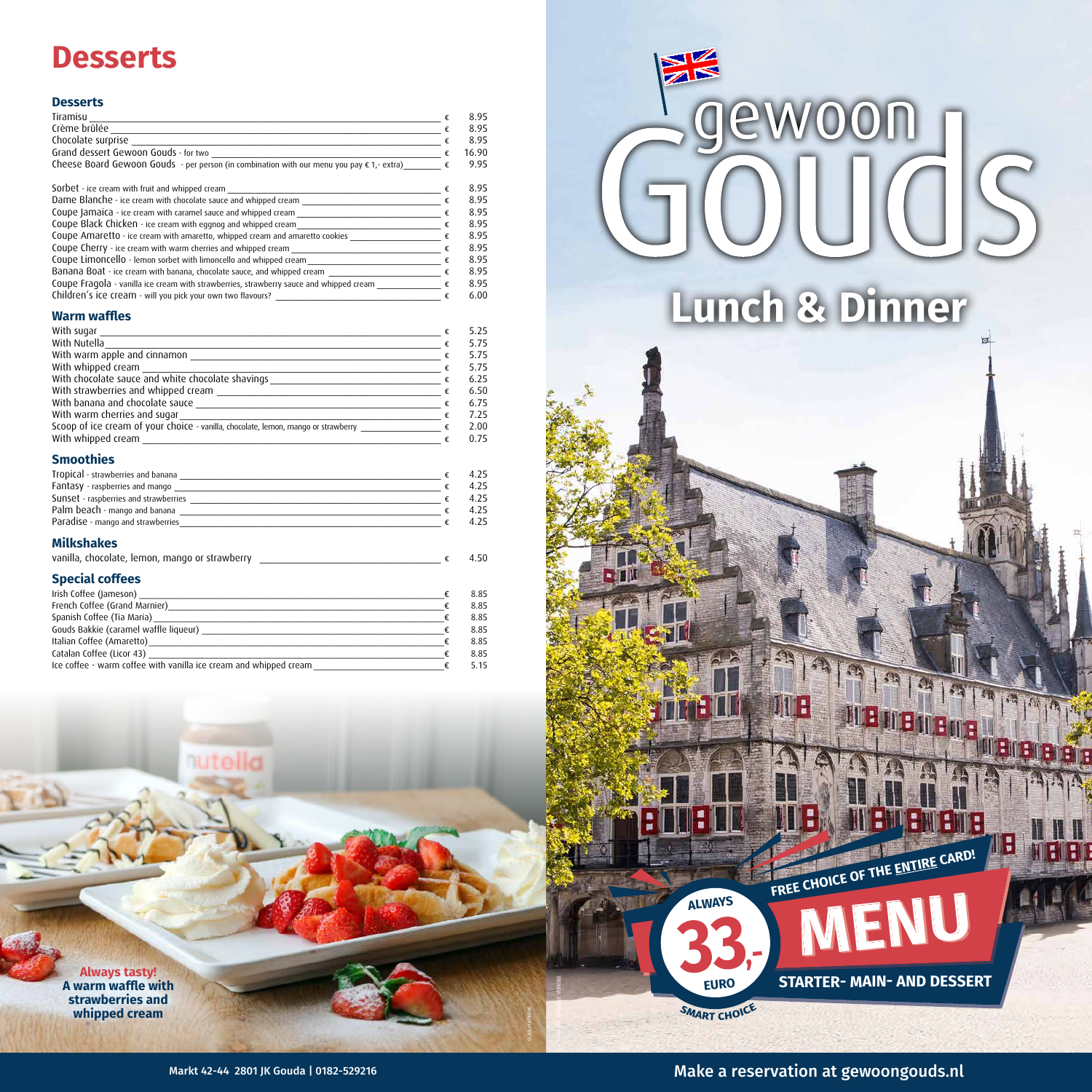# Desserts

## Desserts

| Item | | Price |
|---|---|---|
| Tiramisu | € | 8.95 |
| Crème brûlée | € | 8.95 |
| Chocolate surprise | € | 8.95 |
| Grand dessert Gewoon Gouds - for two | € | 16.90 |
| Cheese Board Gewoon Gouds - per person (in combination with our menu you pay € 1,- extra) | € | 9.95 |
| Sorbet - ice cream with fruit and whipped cream | € | 8.95 |
| Dame Blanche - ice cream with chocolate sauce and whipped cream | € | 8.95 |
| Coupe Jamaica - ice cream with caramel sauce and whipped cream | € | 8.95 |
| Coupe Black Chicken - ice cream with eggnog and whipped cream | € | 8.95 |
| Coupe Amaretto - ice cream with amaretto, whipped cream and amaretto cookies | € | 8.95 |
| Coupe Cherry - ice cream with warm cherries and whipped cream | € | 8.95 |
| Coupe Limoncello - lemon sorbet with limoncello and whipped cream | € | 8.95 |
| Banana Boat - ice cream with banana, chocolate sauce, and whipped cream | € | 8.95 |
| Coupe Fragola - vanilla ice cream with strawberries, strawberry sauce and whipped cream | € | 8.95 |
| Children's ice cream - will you pick your own two flavours? | € | 6.00 |

## Warm waffles

| Item | | Price |
|---|---|---|
| With sugar | € | 5.25 |
| With Nutella | € | 5.75 |
| With warm apple and cinnamon | € | 5.75 |
| With whipped cream | € | 5.75 |
| With chocolate sauce and white chocolate shavings | € | 6.25 |
| With strawberries and whipped cream | € | 6.50 |
| With banana and chocolate sauce | € | 6.75 |
| With warm cherries and sugar | € | 7.25 |
| Scoop of ice cream of your choice - vanilla, chocolate, lemon, mango or strawberry | € | 2.00 |
| With whipped cream | € | 0.75 |

## Smoothies

| Item | | Price |
|---|---|---|
| Tropical - strawberries and banana | € | 4.25 |
| Fantasy - raspberries and mango | € | 4.25 |
| Sunset - raspberries and strawberries | € | 4.25 |
| Palm beach - mango and banana | € | 4.25 |
| Paradise - mango and strawberries | € | 4.25 |

## Milkshakes

| Item | | Price |
|---|---|---|
| vanilla, chocolate, lemon, mango or strawberry | € | 4.50 |

## Special coffees

| Item | | Price |
|---|---|---|
| Irish Coffee (Jameson) | € | 8.85 |
| French Coffee (Grand Marnier) | € | 8.85 |
| Spanish Coffee (Tia Maria) | € | 8.85 |
| Gouds Bakkie (caramel waffle liqueur) | € | 8.85 |
| Italian Coffee (Amaretto) | € | 8.85 |
| Catalan Coffee (Licor 43) | € | 8.85 |
| Ice coffee - warm coffee with vanilla ice cream and whipped cream | € | 5.15 |

**Always tasty!**
**A warm waffle with strawberries and whipped cream**

Markt 42-44 2801 JK Gouda | 0182-529216

# gewoon Gouds

## Lunch & Dinner

**FREE CHOICE OF THE ENTIRE CARD!**

**ALWAYS 33,- EURO**

**MENU**

**STARTER- MAIN- AND DESSERT**

**SMART CHOICE**

Make a reservation at gewoongouds.nl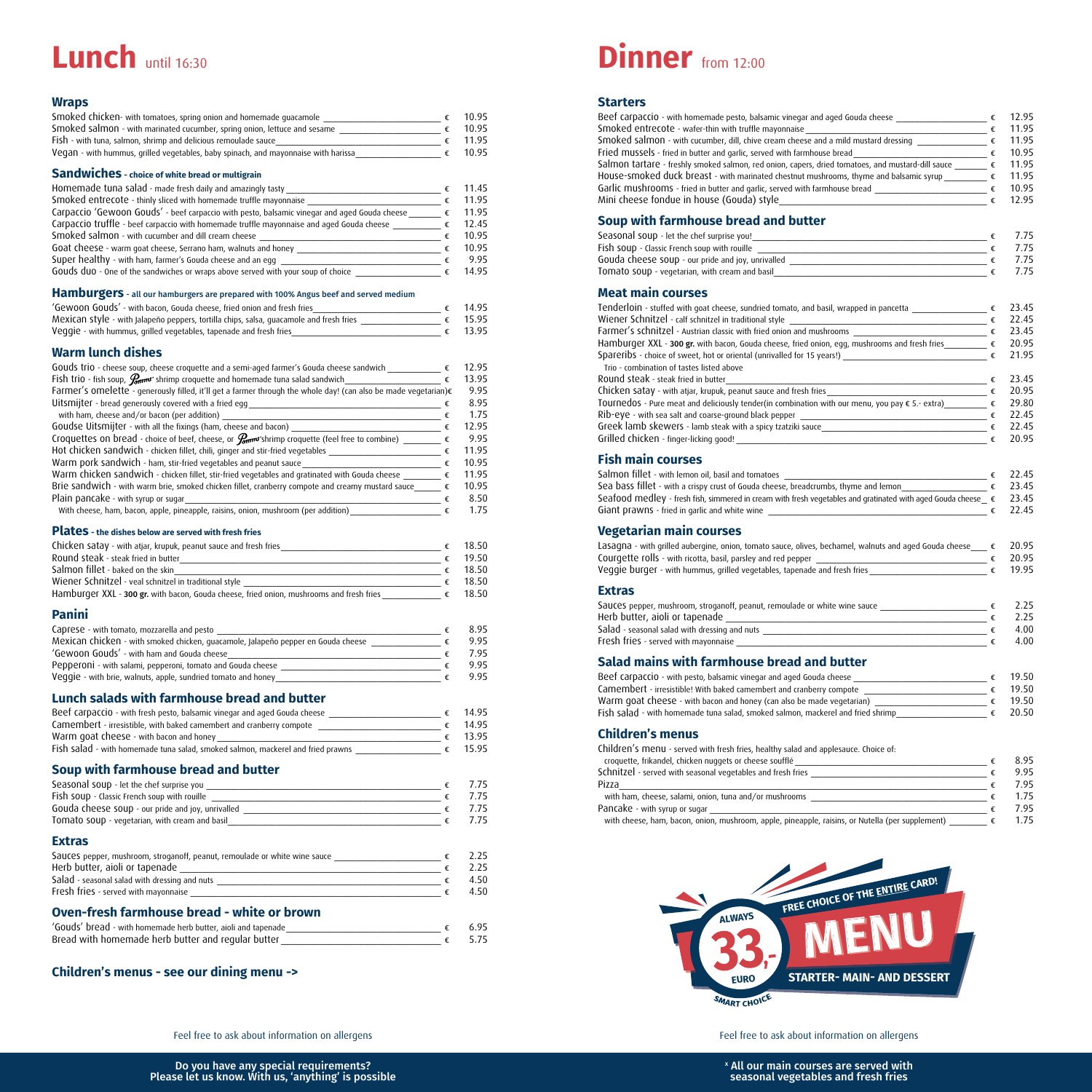# Lunch until 16:30

## Wraps

| | |
|---|---|
| Smoked chicken - with tomatoes, spring onion and homemade guacamole | € 10.95 |
| Smoked salmon - with marinated cucumber, spring onion, lettuce and sesame | € 10.95 |
| Fish - with tuna, salmon, shrimp and delicious remoulade sauce | € 11.95 |
| Vegan - with hummus, grilled vegetables, baby spinach, and mayonnaise with harissa | € 10.95 |

## Sandwiches - choice of white bread or multigrain

| | |
|---|---|
| Homemade tuna salad - made fresh daily and amazingly tasty | € 11.45 |
| Smoked entrecote - thinly sliced with homemade truffle mayonnaise | € 11.95 |
| Carpaccio 'Gewoon Gouds' - beef carpaccio with pesto, balsamic vinegar and aged Gouda cheese | € 11.95 |
| Carpaccio truffle - beef carpaccio with homemade truffle mayonnaise and aged Gouda cheese | € 12.45 |
| Smoked salmon - with cucumber and dill cream cheese | € 10.95 |
| Goat cheese - warm goat cheese, Serrano ham, walnuts and honey | € 10.95 |
| Super healthy - with ham, farmer's Gouda cheese and an egg | € 9.95 |
| Gouds duo - One of the sandwiches or wraps above served with your soup of choice | € 14.95 |

## Hamburgers - all our hamburgers are prepared with 100% Angus beef and served medium

| | |
|---|---|
| 'Gewoon Gouds' - with bacon, Gouda cheese, fried onion and fresh fries | € 14.95 |
| Mexican style - with Jalapeño peppers, tortilla chips, salsa, guacamole and fresh fries | € 15.95 |
| Veggie - with hummus, grilled vegetables, tapenade and fresh fries | € 13.95 |

## Warm lunch dishes

| | |
|---|---|
| Gouds trio - cheese soup, cheese croquette and a semi-aged farmer's Gouda cheese sandwich | € 12.95 |
| Fish trio - fish soup, Pomms shrimp croquette and homemade tuna salad sandwich | € 13.95 |
| Farmer's omelette - generously filled, it'll get a farmer through the whole day! (can also be made vegetarian) | € 9.95 |
| Uitsmijter - bread generously covered with a fried egg | € 8.95 |
| with ham, cheese and/or bacon (per addition) | € 1.75 |
| Goudse Uitsmijter - with all the fixings (ham, cheese and bacon) | € 12.95 |
| Croquettes on bread - choice of beef, cheese, or Pomms shrimp croquette (feel free to combine) | € 9.95 |
| Hot chicken sandwich - chicken fillet, chili, ginger and stir-fried vegetables | € 11.95 |
| Warm pork sandwich - ham, stir-fried vegetables and peanut sauce | € 10.95 |
| Warm chicken sandwich - chicken fillet, stir-fried vegetables and gratinated with Gouda cheese | € 11.95 |
| Brie sandwich - with warm brie, smoked chicken fillet, cranberry compote and creamy mustard sauce | € 10.95 |
| Plain pancake - with syrup or sugar | € 8.50 |
| With cheese, ham, bacon, apple, pineapple, raisins, onion, mushroom (per addition) | € 1.75 |

## Plates - the dishes below are served with fresh fries

| | |
|---|---|
| Chicken satay - with atjar, krupuk, peanut sauce and fresh fries | € 18.50 |
| Round steak - steak fried in butter | € 19.50 |
| Salmon fillet - baked on the skin | € 18.50 |
| Wiener Schnitzel - veal schnitzel in traditional style | € 18.50 |
| Hamburger XXL - 300 gr. with bacon, Gouda cheese, fried onion, mushrooms and fresh fries | € 18.50 |

## Panini

| | |
|---|---|
| Caprese - with tomato, mozzarella and pesto | € 8.95 |
| Mexican chicken - with smoked chicken, guacamole, Jalapeño pepper en Gouda cheese | € 9.95 |
| 'Gewoon Gouds' - with ham and Gouda cheese | € 7.95 |
| Pepperoni - with salami, pepperoni, tomato and Gouda cheese | € 9.95 |
| Veggie - with brie, walnuts, apple, sundried tomato and honey | € 9.95 |

## Lunch salads with farmhouse bread and butter

| | |
|---|---|
| Beef carpaccio - with fresh pesto, balsamic vinegar and aged Gouda cheese | € 14.95 |
| Camembert - irresistible, with baked camembert and cranberry compote | € 14.95 |
| Warm goat cheese - with bacon and honey | € 13.95 |
| Fish salad - with homemade tuna salad, smoked salmon, mackerel and fried prawns | € 15.95 |

## Soup with farmhouse bread and butter

| | |
|---|---|
| Seasonal soup - let the chef surprise you | € 7.75 |
| Fish soup - Classic French soup with rouille | € 7.75 |
| Gouda cheese soup - our pride and joy, unrivalled | € 7.75 |
| Tomato soup - vegetarian, with cream and basil | € 7.75 |

## Extras

| | |
|---|---|
| Sauces pepper, mushroom, stroganoff, peanut, remoulade or white wine sauce | € 2.25 |
| Herb butter, aioli or tapenade | € 2.25 |
| Salad - seasonal salad with dressing and nuts | € 4.50 |
| Fresh fries - served with mayonnaise | € 4.50 |

## Oven-fresh farmhouse bread - white or brown

| | |
|---|---|
| 'Gouds' bread - with homemade herb butter, aioli and tapenade | € 6.95 |
| Bread with homemade herb butter and regular butter | € 5.75 |

**Children's menus - see our dining menu ->**

Feel free to ask about information on allergens

**Do you have any special requirements? Please let us know. With us, 'anything' is possible**

# Dinner from 12:00

## Starters

| | |
|---|---|
| Beef carpaccio - with homemade pesto, balsamic vinegar and aged Gouda cheese | € 12.95 |
| Smoked entrecote - wafer-thin with truffle mayonnaise | € 11.95 |
| Smoked salmon - with cucumber, dill, chive cream cheese and a mild mustard dressing | € 11.95 |
| Fried mussels - fried in butter and garlic, served with farmhouse bread | € 10.95 |
| Salmon tartare - freshly smoked salmon, red onion, capers, dried tomatoes, and mustard-dill sauce | € 11.95 |
| House-smoked duck breast - with marinated chestnut mushrooms, thyme and balsamic syrup | € 11.95 |
| Garlic mushrooms - fried in butter and garlic, served with farmhouse bread | € 10.95 |
| Mini cheese fondue in house (Gouda) style | € 12.95 |

## Soup with farmhouse bread and butter

| | |
|---|---|
| Seasonal soup - let the chef surprise you! | € 7.75 |
| Fish soup - Classic French soup with rouille | € 7.75 |
| Gouda cheese soup - our pride and joy, unrivalled | € 7.75 |
| Tomato soup - vegetarian, with cream and basil | € 7.75 |

## Meat main courses

| | |
|---|---|
| Tenderloin - stuffed with goat cheese, sundried tomato, and basil, wrapped in pancetta | € 23.45 |
| Wiener Schnitzel - calf schnitzel in traditional style | € 22.45 |
| Farmer's schnitzel - Austrian classic with fried onion and mushrooms | € 23.45 |
| Hamburger XXL - 300 gr. with bacon, Gouda cheese, fried onion, egg, mushrooms and fresh fries | € 20.95 |
| Spareribs - choice of sweet, hot or oriental (unrivalled for 15 years!) | € 21.95 |
| Trio - combination of tastes listed above | |
| Round steak - steak fried in butter | € 23.45 |
| Chicken satay - with atjar, krupuk, peanut sauce and fresh fries | € 20.95 |
| Tournedos - Pure meat and deliciously tender(in combination with our menu, you pay € 5.- extra) | € 29.80 |
| Rib-eye - with sea salt and coarse-ground black pepper | € 22.45 |
| Greek lamb skewers - lamb steak with a spicy tzatziki sauce | € 22.45 |
| Grilled chicken - finger-licking good! | € 20.95 |

## Fish main courses

| | |
|---|---|
| Salmon fillet - with lemon oil, basil and tomatoes | € 22.45 |
| Sea bass fillet - with a crispy crust of Gouda cheese, breadcrumbs, thyme and lemon | € 23.45 |
| Seafood medley - fresh fish, simmered in cream with fresh vegetables and gratinated with aged Gouda cheese | € 23.45 |
| Giant prawns - fried in garlic and white wine | € 22.45 |

## Vegetarian main courses

| | |
|---|---|
| Lasagna - with grilled aubergine, onion, tomato sauce, olives, bechamel, walnuts and aged Gouda cheese | € 20.95 |
| Courgette rolls - with ricotta, basil, parsley and red pepper | € 20.95 |
| Veggie burger - with hummus, grilled vegetables, tapenade and fresh fries | € 19.95 |

## Extras

| | |
|---|---|
| Sauces pepper, mushroom, stroganoff, peanut, remoulade or white wine sauce | € 2.25 |
| Herb butter, aioli or tapenade | € 2.25 |
| Salad - seasonal salad with dressing and nuts | € 4.00 |
| Fresh fries - served with mayonnaise | € 4.00 |

## Salad mains with farmhouse bread and butter

| | |
|---|---|
| Beef carpaccio - with pesto, balsamic vinegar and aged Gouda cheese | € 19.50 |
| Camembert - irresistible! With baked camembert and cranberry compote | € 19.50 |
| Warm goat cheese - with bacon and honey (can also be made vegetarian) | € 19.50 |
| Fish salad - with homemade tuna salad, smoked salmon, mackerel and fried shrimp | € 20.50 |

## Children's menus

| | |
|---|---|
| Children's menu - served with fresh fries, healthy salad and applesauce. Choice of: croquette, frikandel, chicken nuggets or cheese soufflé | € 8.95 |
| Schnitzel - served with seasonal vegetables and fresh fries | € 9.95 |
| Pizza | € 7.95 |
| with ham, cheese, salami, onion, tuna and/or mushrooms | € 1.75 |
| Pancake - with syrup or sugar | € 7.95 |
| with cheese, ham, bacon, onion, mushroom, apple, pineapple, raisins, or Nutella (per supplement) | € 1.75 |

FREE CHOICE OF THE ENTIRE CARD!

ALWAYS 33,- EURO MENU

STARTER- MAIN- AND DESSERT

SMART CHOICE

Feel free to ask about information on allergens

**\* All our main courses are served with seasonal vegetables and fresh fries**